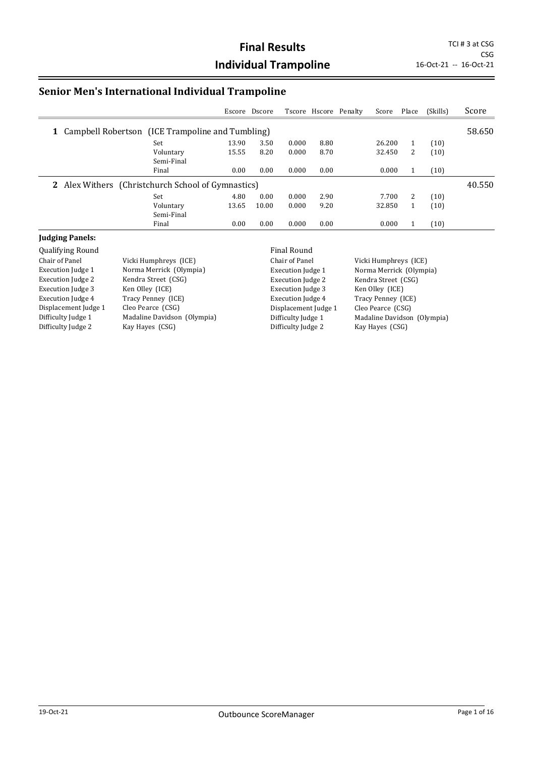# Final Results

# Individual Trampoline

TCI # 3 at CSG
CSG
16-Oct-21 -- 16-Oct-21

## Senior Men's International Individual Trampoline

| | | Escore | Dscore | Tscore | Hscore | Penalty | Score | Place | (Skills) | Score |
|---|---|---|---|---|---|---|---|---|---|---|
| **1** Campbell Robertson (ICE Trampoline and Tumbling) | | | | | | | | | | 58.650 |
| | Set | 13.90 | 3.50 | 0.000 | 8.80 | | 26.200 | 1 | (10) | |
| | Voluntary | 15.55 | 8.20 | 0.000 | 8.70 | | 32.450 | 2 | (10) | |
| | Semi-Final | | | | | | | | | |
| | Final | 0.00 | 0.00 | 0.000 | 0.00 | | 0.000 | 1 | (10) | |
| **2** Alex Withers (Christchurch School of Gymnastics) | | | | | | | | | | 40.550 |
| | Set | 4.80 | 0.00 | 0.000 | 2.90 | | 7.700 | 2 | (10) | |
| | Voluntary | 13.65 | 10.00 | 0.000 | 9.20 | | 32.850 | 1 | (10) | |
| | Semi-Final | | | | | | | | | |
| | Final | 0.00 | 0.00 | 0.000 | 0.00 | | 0.000 | 1 | (10) | |

**Judging Panels:**

Qualifying Round

| | |
|---|---|
| Chair of Panel | Vicki Humphreys (ICE) |
| Execution Judge 1 | Norma Merrick (Olympia) |
| Execution Judge 2 | Kendra Street (CSG) |
| Execution Judge 3 | Ken Olley (ICE) |
| Execution Judge 4 | Tracy Penney (ICE) |
| Displacement Judge 1 | Cleo Pearce (CSG) |
| Difficulty Judge 1 | Madaline Davidson (Olympia) |
| Difficulty Judge 2 | Kay Hayes (CSG) |

Final Round

| | |
|---|---|
| Chair of Panel | Vicki Humphreys (ICE) |
| Execution Judge 1 | Norma Merrick (Olympia) |
| Execution Judge 2 | Kendra Street (CSG) |
| Execution Judge 3 | Ken Olley (ICE) |
| Execution Judge 4 | Tracy Penney (ICE) |
| Displacement Judge 1 | Cleo Pearce (CSG) |
| Difficulty Judge 1 | Madaline Davidson (Olympia) |
| Difficulty Judge 2 | Kay Hayes (CSG) |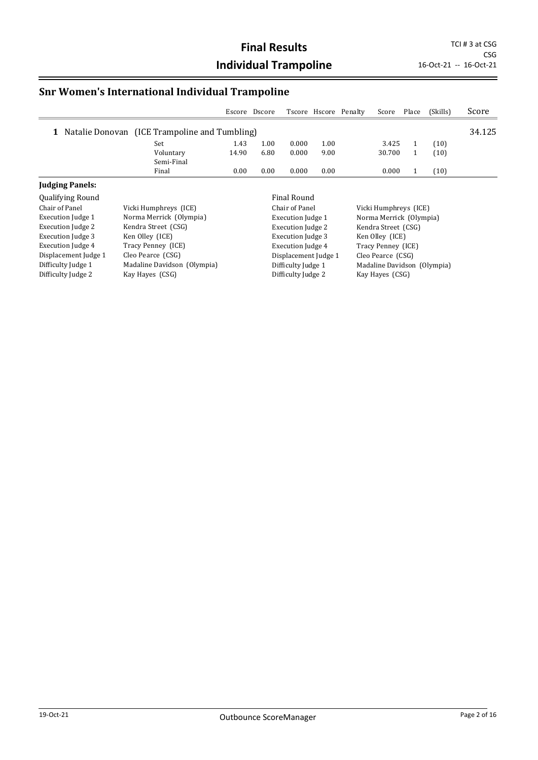# Final Results

# Individual Trampoline

TCI # 3 at CSG
CSG
16-Oct-21 -- 16-Oct-21

## Snr Women's International Individual Trampoline

| | | Escore | Dscore | Tscore | Hscore | Penalty | Score | Place | (Skills) | Score |
|---|---|---|---|---|---|---|---|---|---|---|
| **1** Natalie Donovan (ICE Trampoline and Tumbling) | | | | | | | | | | 34.125 |
| | Set | 1.43 | 1.00 | 0.000 | 1.00 | | 3.425 | 1 | (10) | |
| | Voluntary | 14.90 | 6.80 | 0.000 | 9.00 | | 30.700 | 1 | (10) | |
| | Semi-Final | | | | | | | | | |
| | Final | 0.00 | 0.00 | 0.000 | 0.00 | | 0.000 | 1 | (10) | |

**Judging Panels:**

| Qualifying Round | | Final Round | |
|---|---|---|---|
| Chair of Panel | Vicki Humphreys (ICE) | Chair of Panel | Vicki Humphreys (ICE) |
| Execution Judge 1 | Norma Merrick (Olympia) | Execution Judge 1 | Norma Merrick (Olympia) |
| Execution Judge 2 | Kendra Street (CSG) | Execution Judge 2 | Kendra Street (CSG) |
| Execution Judge 3 | Ken Olley (ICE) | Execution Judge 3 | Ken Olley (ICE) |
| Execution Judge 4 | Tracy Penney (ICE) | Execution Judge 4 | Tracy Penney (ICE) |
| Displacement Judge 1 | Cleo Pearce (CSG) | Displacement Judge 1 | Cleo Pearce (CSG) |
| Difficulty Judge 1 | Madaline Davidson (Olympia) | Difficulty Judge 1 | Madaline Davidson (Olympia) |
| Difficulty Judge 2 | Kay Hayes (CSG) | Difficulty Judge 2 | Kay Hayes (CSG) |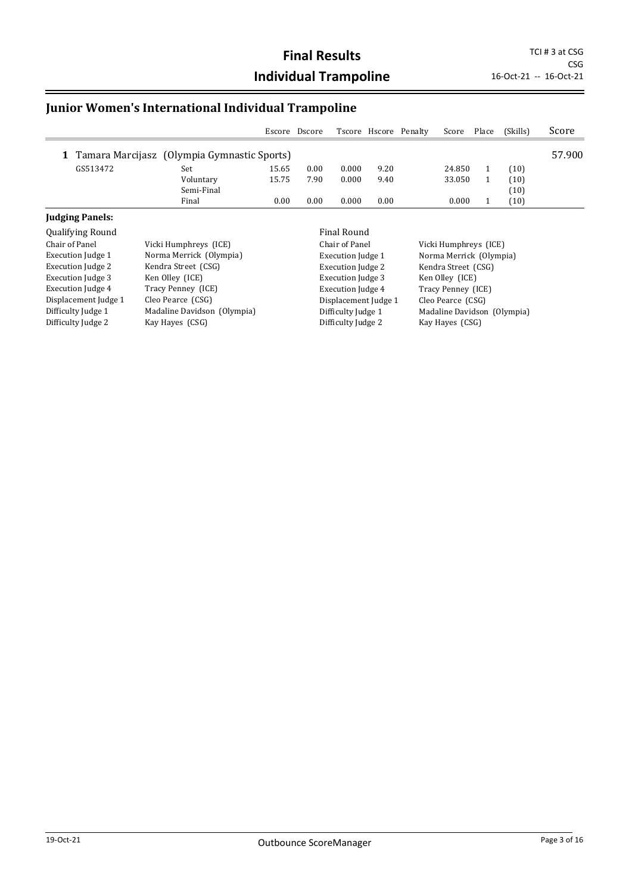# Final Results

# Individual Trampoline

TCI # 3 at CSG
CSG
16-Oct-21 -- 16-Oct-21

## Junior Women's International Individual Trampoline

| | | Escore | Dscore | Tscore | Hscore | Penalty | Score | Place | (Skills) | Score |
|---|---|---|---|---|---|---|---|---|---|---|
| **1** Tamara Marcijasz (Olympia Gymnastic Sports) | | | | | | | | | | 57.900 |
| GS513472 | Set | 15.65 | 0.00 | 0.000 | 9.20 | | 24.850 | 1 | (10) | |
| | Voluntary | 15.75 | 7.90 | 0.000 | 9.40 | | 33.050 | 1 | (10) | |
| | Semi-Final | | | | | | | | (10) | |
| | Final | 0.00 | 0.00 | 0.000 | 0.00 | | 0.000 | 1 | (10) | |

### Judging Panels:

| Qualifying Round | | Final Round | |
|---|---|---|---|
| Chair of Panel | Vicki Humphreys (ICE) | Chair of Panel | Vicki Humphreys (ICE) |
| Execution Judge 1 | Norma Merrick (Olympia) | Execution Judge 1 | Norma Merrick (Olympia) |
| Execution Judge 2 | Kendra Street (CSG) | Execution Judge 2 | Kendra Street (CSG) |
| Execution Judge 3 | Ken Olley (ICE) | Execution Judge 3 | Ken Olley (ICE) |
| Execution Judge 4 | Tracy Penney (ICE) | Execution Judge 4 | Tracy Penney (ICE) |
| Displacement Judge 1 | Cleo Pearce (CSG) | Displacement Judge 1 | Cleo Pearce (CSG) |
| Difficulty Judge 1 | Madaline Davidson (Olympia) | Difficulty Judge 1 | Madaline Davidson (Olympia) |
| Difficulty Judge 2 | Kay Hayes (CSG) | Difficulty Judge 2 | Kay Hayes (CSG) |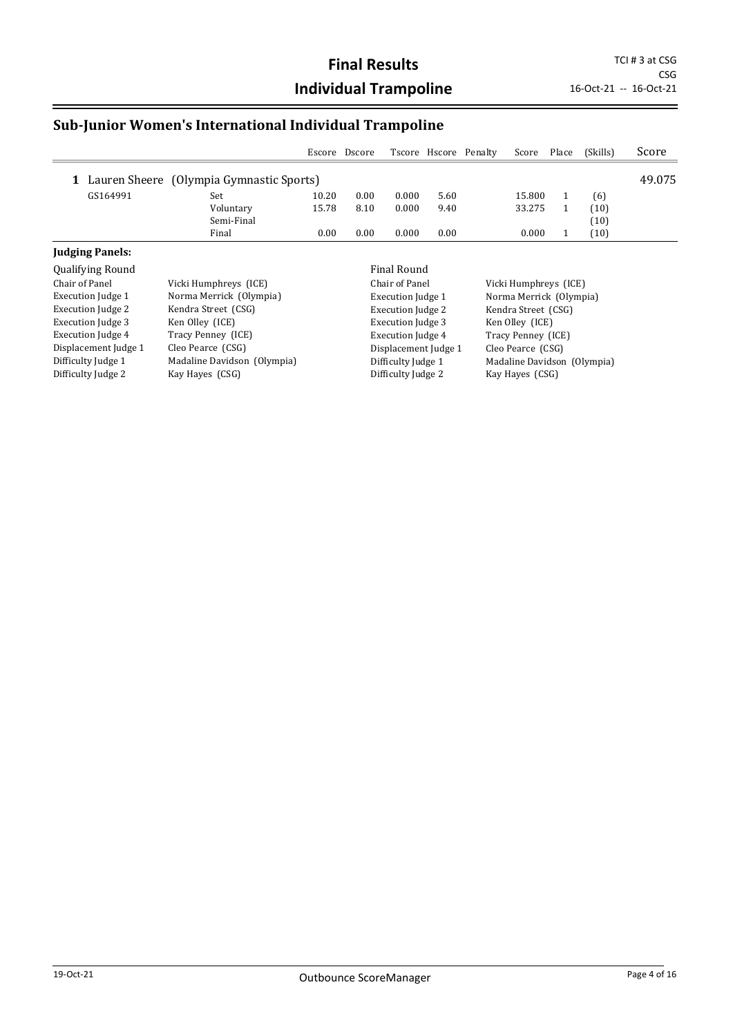# Final Results

# Individual Trampoline

TCI # 3 at CSG
CSG
16-Oct-21 -- 16-Oct-21

## Sub-Junior Women's International Individual Trampoline

| | | Escore | Dscore | Tscore | Hscore | Penalty | Score | Place | (Skills) | Score |
|---|---|---|---|---|---|---|---|---|---|---|
| **1** Lauren Sheere (Olympia Gymnastic Sports) | | | | | | | | | | 49.075 |
| GS164991 | Set | 10.20 | 0.00 | 0.000 | 5.60 | | 15.800 | 1 | (6) | |
| | Voluntary | 15.78 | 8.10 | 0.000 | 9.40 | | 33.275 | 1 | (10) | |
| | Semi-Final | | | | | | | | (10) | |
| | Final | 0.00 | 0.00 | 0.000 | 0.00 | | 0.000 | 1 | (10) | |

**Judging Panels:**

| Qualifying Round | | Final Round | |
|---|---|---|---|
| Chair of Panel | Vicki Humphreys (ICE) | Chair of Panel | Vicki Humphreys (ICE) |
| Execution Judge 1 | Norma Merrick (Olympia) | Execution Judge 1 | Norma Merrick (Olympia) |
| Execution Judge 2 | Kendra Street (CSG) | Execution Judge 2 | Kendra Street (CSG) |
| Execution Judge 3 | Ken Olley (ICE) | Execution Judge 3 | Ken Olley (ICE) |
| Execution Judge 4 | Tracy Penney (ICE) | Execution Judge 4 | Tracy Penney (ICE) |
| Displacement Judge 1 | Cleo Pearce (CSG) | Displacement Judge 1 | Cleo Pearce (CSG) |
| Difficulty Judge 1 | Madaline Davidson (Olympia) | Difficulty Judge 1 | Madaline Davidson (Olympia) |
| Difficulty Judge 2 | Kay Hayes (CSG) | Difficulty Judge 2 | Kay Hayes (CSG) |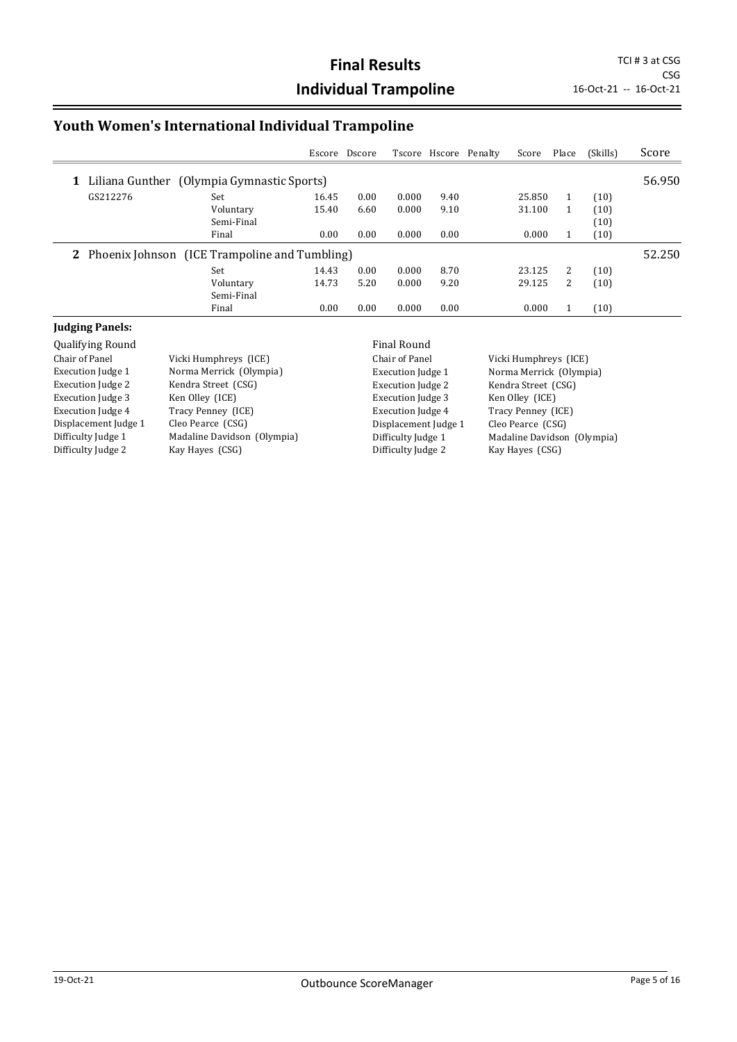# Final Results

# Individual Trampoline

TCI # 3 at CSG
CSG
16-Oct-21 -- 16-Oct-21

## Youth Women's International Individual Trampoline

| | | | Escore | Dscore | Tscore | Hscore | Penalty | Score | Place | (Skills) | Score |
|---|---|---|---|---|---|---|---|---|---|---|---|
| **1** | Liliana Gunther (Olympia Gymnastic Sports) | | | | | | | | | | 56.950 |
| | GS212276 | Set | 16.45 | 0.00 | 0.000 | 9.40 | | 25.850 | 1 | (10) | |
| | | Voluntary | 15.40 | 6.60 | 0.000 | 9.10 | | 31.100 | 1 | (10) | |
| | | Semi-Final | | | | | | | | (10) | |
| | | Final | 0.00 | 0.00 | 0.000 | 0.00 | | 0.000 | 1 | (10) | |
| **2** | Phoenix Johnson (ICE Trampoline and Tumbling) | | | | | | | | | | 52.250 |
| | | Set | 14.43 | 0.00 | 0.000 | 8.70 | | 23.125 | 2 | (10) | |
| | | Voluntary | 14.73 | 5.20 | 0.000 | 9.20 | | 29.125 | 2 | (10) | |
| | | Semi-Final | | | | | | | | | |
| | | Final | 0.00 | 0.00 | 0.000 | 0.00 | | 0.000 | 1 | (10) | |

**Judging Panels:**

| Qualifying Round | | Final Round | |
|---|---|---|---|
| Chair of Panel | Vicki Humphreys (ICE) | Chair of Panel | Vicki Humphreys (ICE) |
| Execution Judge 1 | Norma Merrick (Olympia) | Execution Judge 1 | Norma Merrick (Olympia) |
| Execution Judge 2 | Kendra Street (CSG) | Execution Judge 2 | Kendra Street (CSG) |
| Execution Judge 3 | Ken Olley (ICE) | Execution Judge 3 | Ken Olley (ICE) |
| Execution Judge 4 | Tracy Penney (ICE) | Execution Judge 4 | Tracy Penney (ICE) |
| Displacement Judge 1 | Cleo Pearce (CSG) | Displacement Judge 1 | Cleo Pearce (CSG) |
| Difficulty Judge 1 | Madaline Davidson (Olympia) | Difficulty Judge 1 | Madaline Davidson (Olympia) |
| Difficulty Judge 2 | Kay Hayes (CSG) | Difficulty Judge 2 | Kay Hayes (CSG) |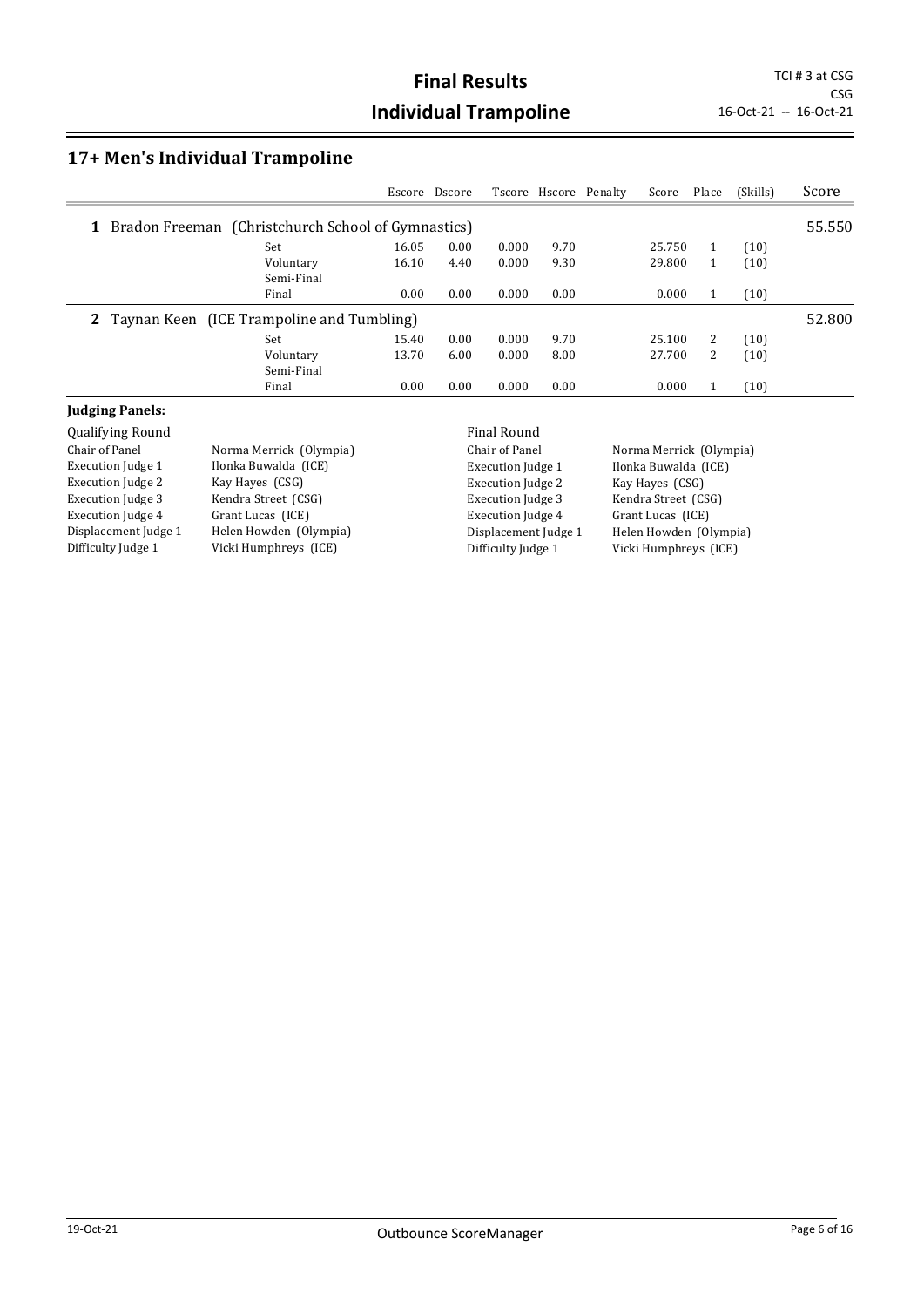# Final Results

# Individual Trampoline

TCI # 3 at CSG
CSG
16-Oct-21 -- 16-Oct-21

## 17+ Men's Individual Trampoline

| | | Escore | Dscore | Tscore | Hscore | Penalty | Score | Place | (Skills) | Score |
|---|---|---|---|---|---|---|---|---|---|---|
| **1** | Bradon Freeman (Christchurch School of Gymnastics) | | | | | | | | | 55.550 |
| | Set | 16.05 | 0.00 | 0.000 | 9.70 | | 25.750 | 1 | (10) | |
| | Voluntary | 16.10 | 4.40 | 0.000 | 9.30 | | 29.800 | 1 | (10) | |
| | Semi-Final | | | | | | | | | |
| | Final | 0.00 | 0.00 | 0.000 | 0.00 | | 0.000 | 1 | (10) | |
| **2** | Taynan Keen (ICE Trampoline and Tumbling) | | | | | | | | | 52.800 |
| | Set | 15.40 | 0.00 | 0.000 | 9.70 | | 25.100 | 2 | (10) | |
| | Voluntary | 13.70 | 6.00 | 0.000 | 8.00 | | 27.700 | 2 | (10) | |
| | Semi-Final | | | | | | | | | |
| | Final | 0.00 | 0.00 | 0.000 | 0.00 | | 0.000 | 1 | (10) | |

**Judging Panels:**

| Qualifying Round | | Final Round | |
|---|---|---|---|
| Chair of Panel | Norma Merrick (Olympia) | Chair of Panel | Norma Merrick (Olympia) |
| Execution Judge 1 | Ilonka Buwalda (ICE) | Execution Judge 1 | Ilonka Buwalda (ICE) |
| Execution Judge 2 | Kay Hayes (CSG) | Execution Judge 2 | Kay Hayes (CSG) |
| Execution Judge 3 | Kendra Street (CSG) | Execution Judge 3 | Kendra Street (CSG) |
| Execution Judge 4 | Grant Lucas (ICE) | Execution Judge 4 | Grant Lucas (ICE) |
| Displacement Judge 1 | Helen Howden (Olympia) | Displacement Judge 1 | Helen Howden (Olympia) |
| Difficulty Judge 1 | Vicki Humphreys (ICE) | Difficulty Judge 1 | Vicki Humphreys (ICE) |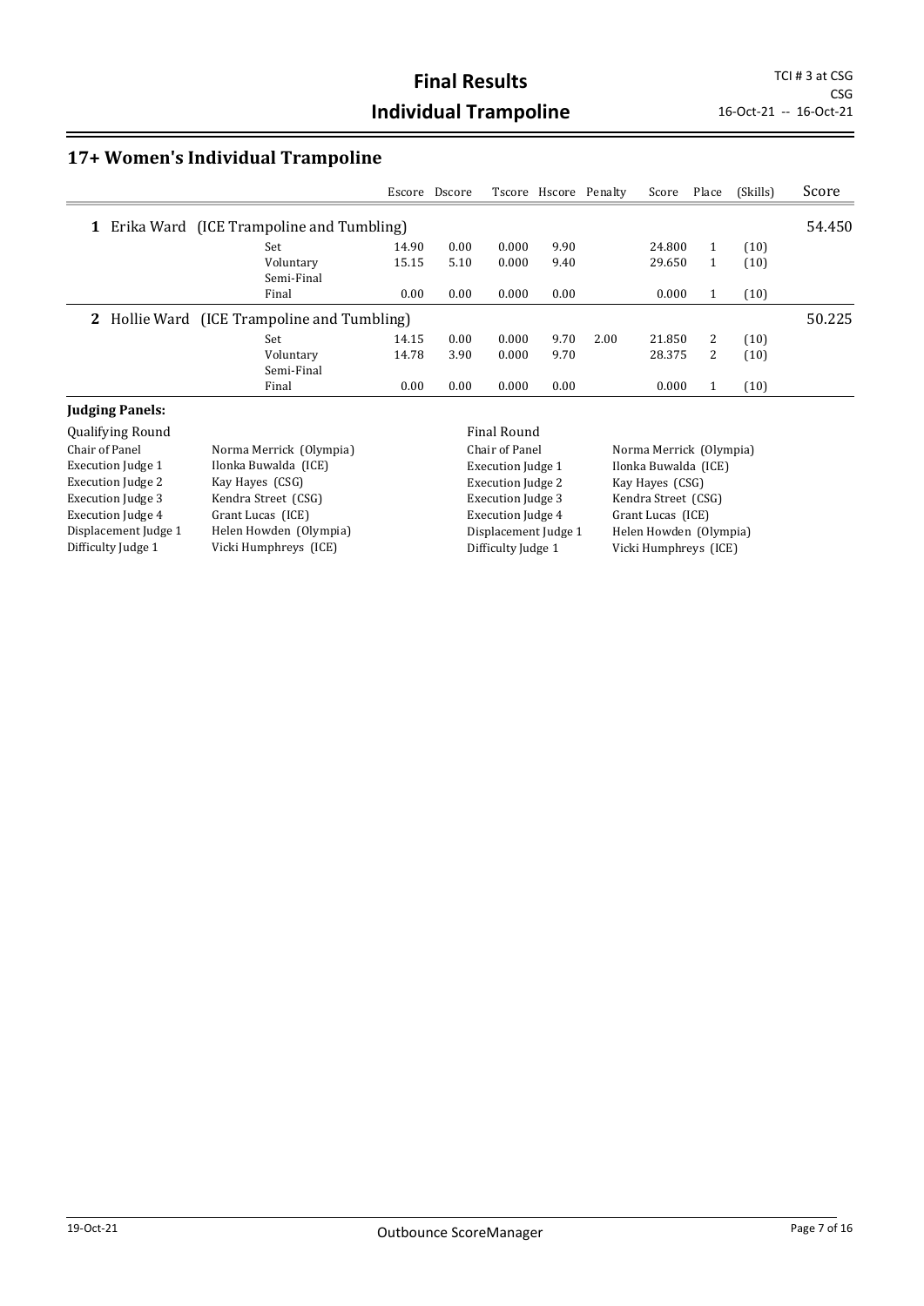# Final Results

# Individual Trampoline

TCI # 3 at CSG
CSG
16-Oct-21 -- 16-Oct-21

## 17+ Women's Individual Trampoline

| | | Escore | Dscore | Tscore | Hscore | Penalty | Score | Place | (Skills) | Score |
|---|---|---|---|---|---|---|---|---|---|---|
| **1** Erika Ward (ICE Trampoline and Tumbling) | | | | | | | | | | 54.450 |
| | Set | 14.90 | 0.00 | 0.000 | 9.90 | | 24.800 | 1 | (10) | |
| | Voluntary | 15.15 | 5.10 | 0.000 | 9.40 | | 29.650 | 1 | (10) | |
| | Semi-Final | | | | | | | | | |
| | Final | 0.00 | 0.00 | 0.000 | 0.00 | | 0.000 | 1 | (10) | |
| **2** Hollie Ward (ICE Trampoline and Tumbling) | | | | | | | | | | 50.225 |
| | Set | 14.15 | 0.00 | 0.000 | 9.70 | 2.00 | 21.850 | 2 | (10) | |
| | Voluntary | 14.78 | 3.90 | 0.000 | 9.70 | | 28.375 | 2 | (10) | |
| | Semi-Final | | | | | | | | | |
| | Final | 0.00 | 0.00 | 0.000 | 0.00 | | 0.000 | 1 | (10) | |

**Judging Panels:**

| Qualifying Round | | Final Round | |
|---|---|---|---|
| Chair of Panel | Norma Merrick (Olympia) | Chair of Panel | Norma Merrick (Olympia) |
| Execution Judge 1 | Ilonka Buwalda (ICE) | Execution Judge 1 | Ilonka Buwalda (ICE) |
| Execution Judge 2 | Kay Hayes (CSG) | Execution Judge 2 | Kay Hayes (CSG) |
| Execution Judge 3 | Kendra Street (CSG) | Execution Judge 3 | Kendra Street (CSG) |
| Execution Judge 4 | Grant Lucas (ICE) | Execution Judge 4 | Grant Lucas (ICE) |
| Displacement Judge 1 | Helen Howden (Olympia) | Displacement Judge 1 | Helen Howden (Olympia) |
| Difficulty Judge 1 | Vicki Humphreys (ICE) | Difficulty Judge 1 | Vicki Humphreys (ICE) |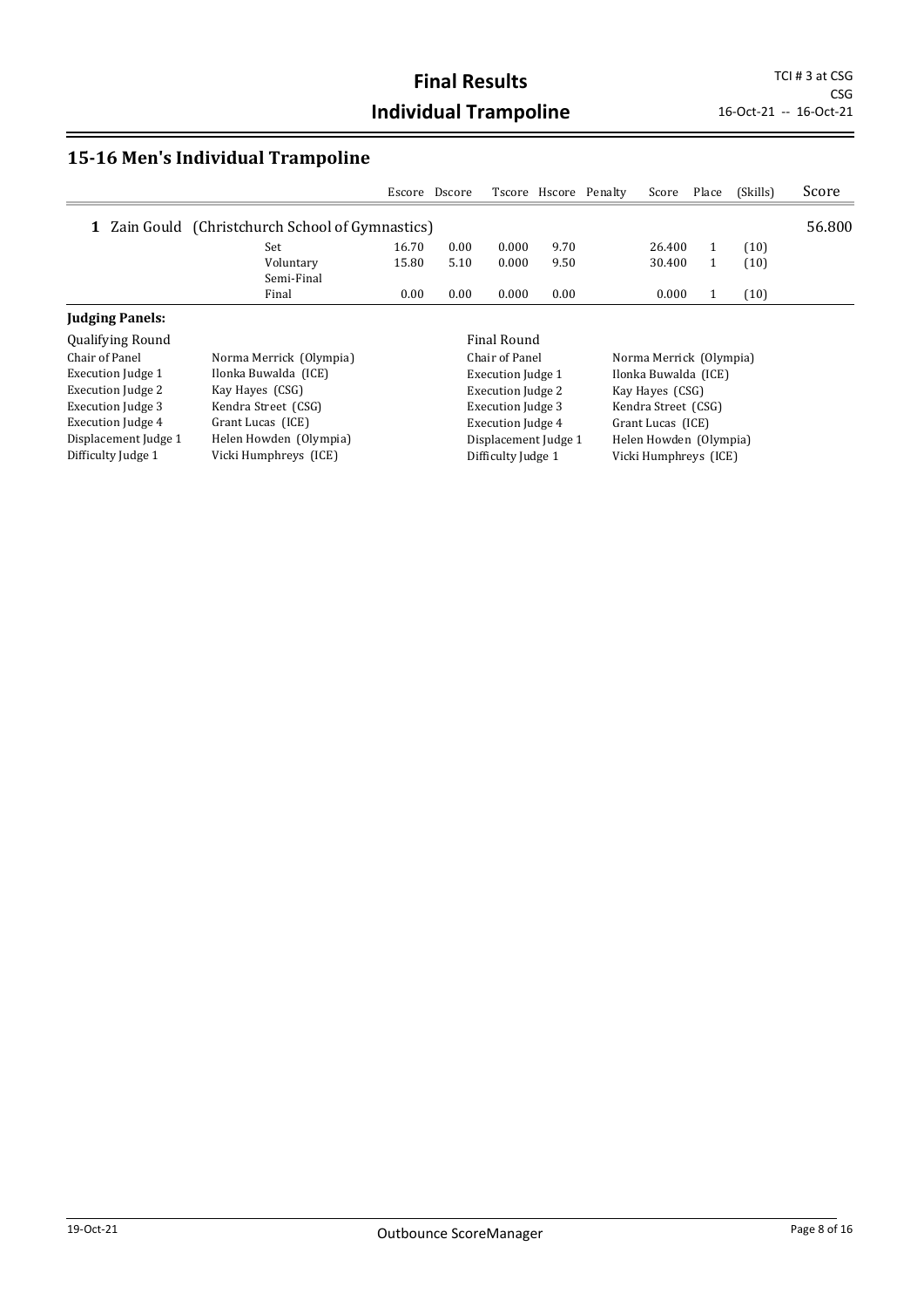# Final Results

# Individual Trampoline

TCI # 3 at CSG
CSG
16-Oct-21 -- 16-Oct-21

## 15-16 Men's Individual Trampoline

| | | Escore | Dscore | Tscore | Hscore | Penalty | Score | Place | (Skills) | Score |
|---|---|---|---|---|---|---|---|---|---|---|
| **1** Zain Gould (Christchurch School of Gymnastics) | | | | | | | | | | 56.800 |
| | Set | 16.70 | 0.00 | 0.000 | 9.70 | | 26.400 | 1 | (10) | |
| | Voluntary | 15.80 | 5.10 | 0.000 | 9.50 | | 30.400 | 1 | (10) | |
| | Semi-Final | | | | | | | | | |
| | Final | 0.00 | 0.00 | 0.000 | 0.00 | | 0.000 | 1 | (10) | |

**Judging Panels:**

| Qualifying Round | | Final Round | |
|---|---|---|---|
| Chair of Panel | Norma Merrick (Olympia) | Chair of Panel | Norma Merrick (Olympia) |
| Execution Judge 1 | Ilonka Buwalda (ICE) | Execution Judge 1 | Ilonka Buwalda (ICE) |
| Execution Judge 2 | Kay Hayes (CSG) | Execution Judge 2 | Kay Hayes (CSG) |
| Execution Judge 3 | Kendra Street (CSG) | Execution Judge 3 | Kendra Street (CSG) |
| Execution Judge 4 | Grant Lucas (ICE) | Execution Judge 4 | Grant Lucas (ICE) |
| Displacement Judge 1 | Helen Howden (Olympia) | Displacement Judge 1 | Helen Howden (Olympia) |
| Difficulty Judge 1 | Vicki Humphreys (ICE) | Difficulty Judge 1 | Vicki Humphreys (ICE) |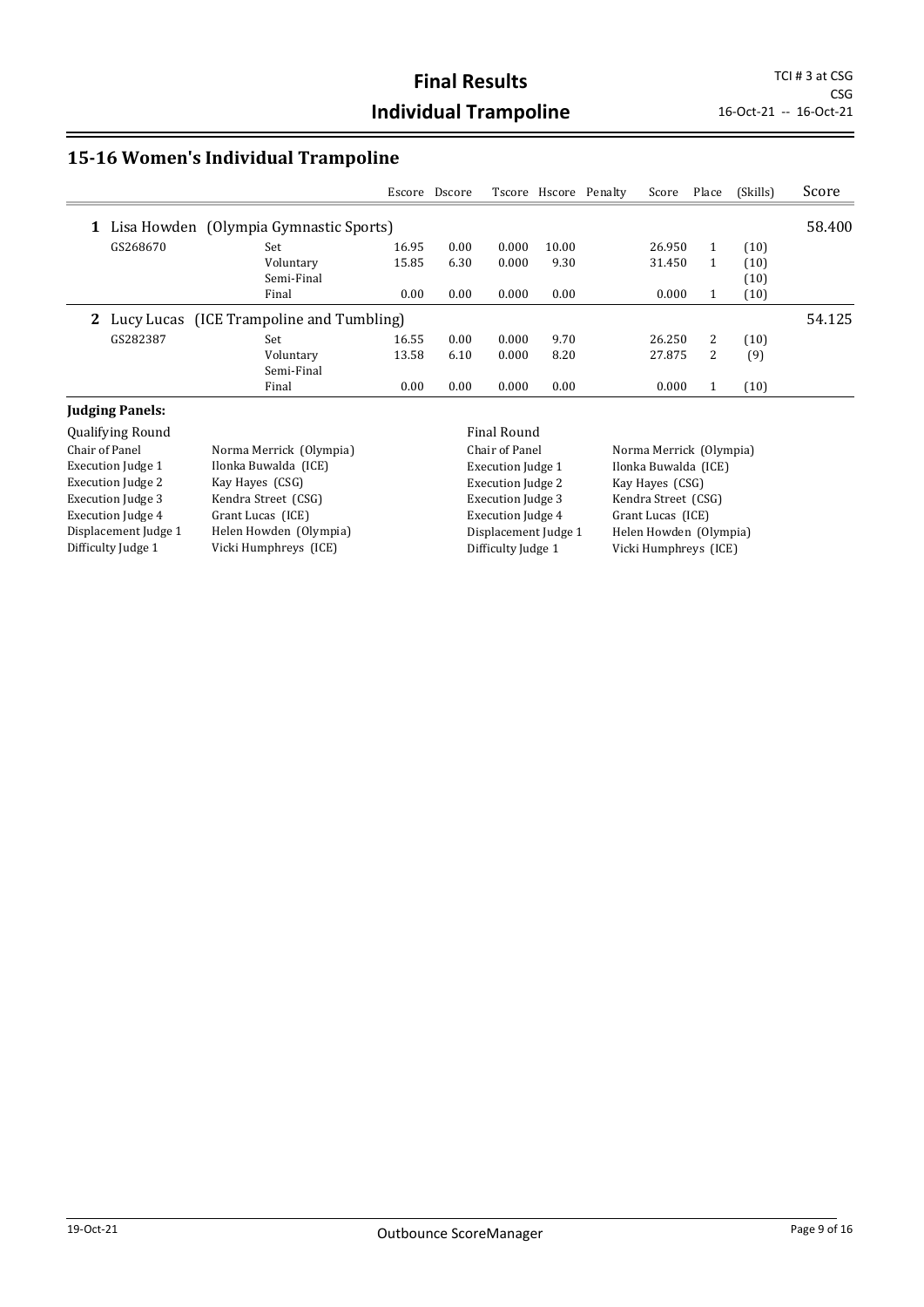# Final Results

# Individual Trampoline

TCI # 3 at CSG
CSG
16-Oct-21 -- 16-Oct-21

## 15-16 Women's Individual Trampoline

| | | | Escore | Dscore | Tscore | Hscore | Penalty | Score | Place | (Skills) | Score |
|---|---|---|---|---|---|---|---|---|---|---|---|
| **1** | Lisa Howden (Olympia Gymnastic Sports) | | | | | | | | | | 58.400 |
| | GS268670 | Set | 16.95 | 0.00 | 0.000 | 10.00 | | 26.950 | 1 | (10) | |
| | | Voluntary | 15.85 | 6.30 | 0.000 | 9.30 | | 31.450 | 1 | (10) | |
| | | Semi-Final | | | | | | | | (10) | |
| | | Final | 0.00 | 0.00 | 0.000 | 0.00 | | 0.000 | 1 | (10) | |
| **2** | Lucy Lucas (ICE Trampoline and Tumbling) | | | | | | | | | | 54.125 |
| | GS282387 | Set | 16.55 | 0.00 | 0.000 | 9.70 | | 26.250 | 2 | (10) | |
| | | Voluntary | 13.58 | 6.10 | 0.000 | 8.20 | | 27.875 | 2 | (9) | |
| | | Semi-Final | | | | | | | | | |
| | | Final | 0.00 | 0.00 | 0.000 | 0.00 | | 0.000 | 1 | (10) | |

**Judging Panels:**

| Qualifying Round | | Final Round | |
|---|---|---|---|
| Chair of Panel | Norma Merrick (Olympia) | Chair of Panel | Norma Merrick (Olympia) |
| Execution Judge 1 | Ilonka Buwalda (ICE) | Execution Judge 1 | Ilonka Buwalda (ICE) |
| Execution Judge 2 | Kay Hayes (CSG) | Execution Judge 2 | Kay Hayes (CSG) |
| Execution Judge 3 | Kendra Street (CSG) | Execution Judge 3 | Kendra Street (CSG) |
| Execution Judge 4 | Grant Lucas (ICE) | Execution Judge 4 | Grant Lucas (ICE) |
| Displacement Judge 1 | Helen Howden (Olympia) | Displacement Judge 1 | Helen Howden (Olympia) |
| Difficulty Judge 1 | Vicki Humphreys (ICE) | Difficulty Judge 1 | Vicki Humphreys (ICE) |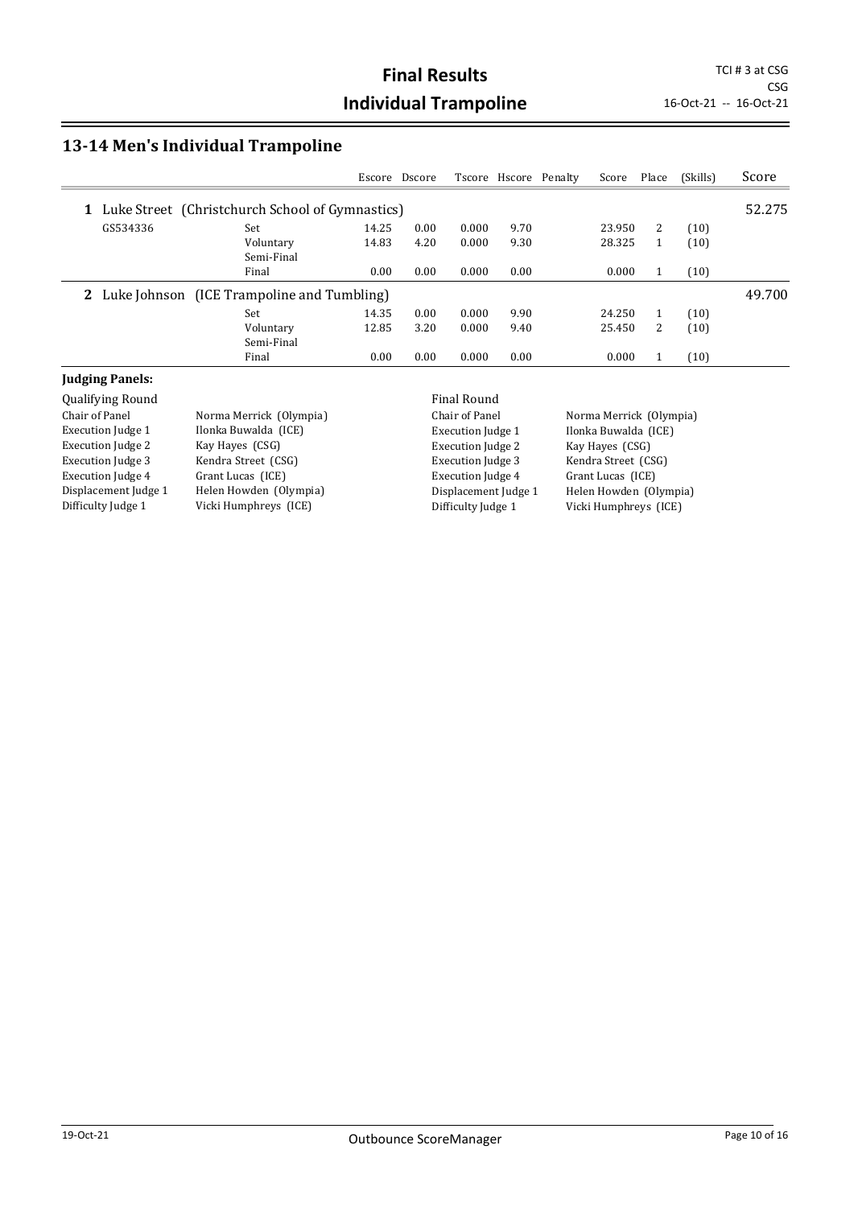# Final Results
# Individual Trampoline

TCI # 3 at CSG
CSG
16-Oct-21 -- 16-Oct-21

## 13-14 Men's Individual Trampoline

| | | Escore | Dscore | Tscore | Hscore | Penalty | Score | Place | (Skills) | Score |
|---|---|---|---|---|---|---|---|---|---|---|
| **1** Luke Street (Christchurch School of Gymnastics) | | | | | | | | | | 52.275 |
| GS534336 | Set | 14.25 | 0.00 | 0.000 | 9.70 | | 23.950 | 2 | (10) | |
| | Voluntary | 14.83 | 4.20 | 0.000 | 9.30 | | 28.325 | 1 | (10) | |
| | Semi-Final | | | | | | | | | |
| | Final | 0.00 | 0.00 | 0.000 | 0.00 | | 0.000 | 1 | (10) | |
| **2** Luke Johnson (ICE Trampoline and Tumbling) | | | | | | | | | | 49.700 |
| | Set | 14.35 | 0.00 | 0.000 | 9.90 | | 24.250 | 1 | (10) | |
| | Voluntary | 12.85 | 3.20 | 0.000 | 9.40 | | 25.450 | 2 | (10) | |
| | Semi-Final | | | | | | | | | |
| | Final | 0.00 | 0.00 | 0.000 | 0.00 | | 0.000 | 1 | (10) | |

**Judging Panels:**

| Qualifying Round | | Final Round | |
|---|---|---|---|
| Chair of Panel | Norma Merrick (Olympia) | Chair of Panel | Norma Merrick (Olympia) |
| Execution Judge 1 | Ilonka Buwalda (ICE) | Execution Judge 1 | Ilonka Buwalda (ICE) |
| Execution Judge 2 | Kay Hayes (CSG) | Execution Judge 2 | Kay Hayes (CSG) |
| Execution Judge 3 | Kendra Street (CSG) | Execution Judge 3 | Kendra Street (CSG) |
| Execution Judge 4 | Grant Lucas (ICE) | Execution Judge 4 | Grant Lucas (ICE) |
| Displacement Judge 1 | Helen Howden (Olympia) | Displacement Judge 1 | Helen Howden (Olympia) |
| Difficulty Judge 1 | Vicki Humphreys (ICE) | Difficulty Judge 1 | Vicki Humphreys (ICE) |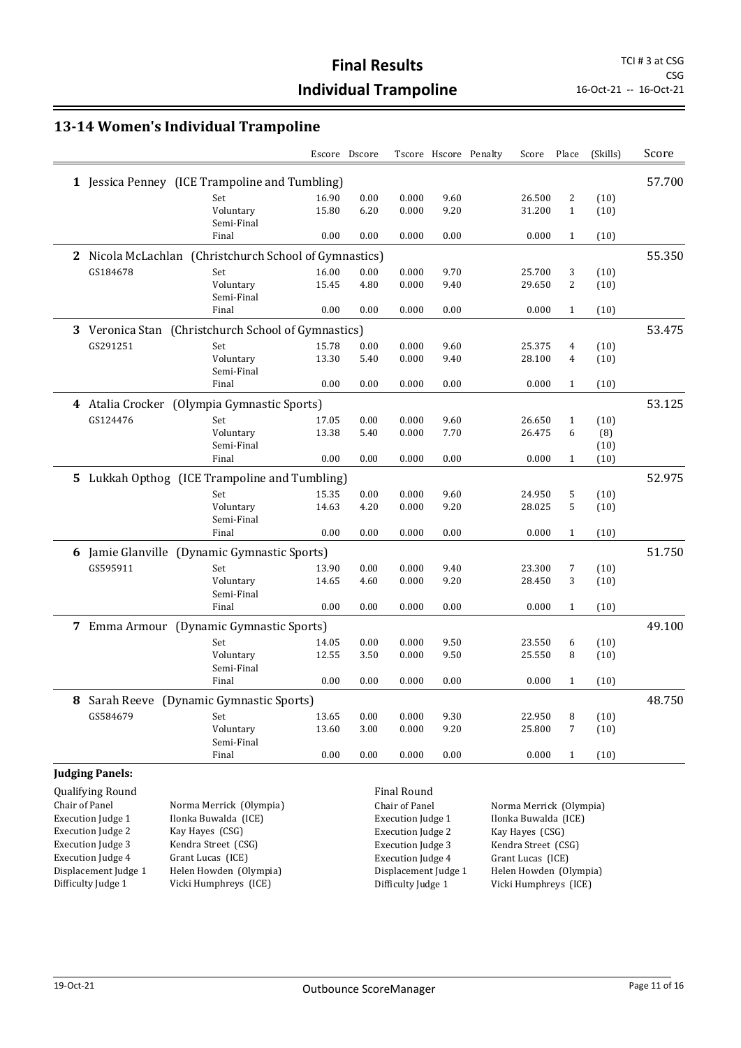# Final Results

## Individual Trampoline

TCI # 3 at CSG
CSG
16-Oct-21 -- 16-Oct-21

### 13-14 Women's Individual Trampoline

| | | | Escore | Dscore | Tscore | Hscore | Penalty | Score | Place | (Skills) | Score |
|---|---|---|---|---|---|---|---|---|---|---|---|
| **1** | Jessica Penney (ICE Trampoline and Tumbling) | | | | | | | | | | 57.700 |
| | | Set | 16.90 | 0.00 | 0.000 | 9.60 | | 26.500 | 2 | (10) | |
| | | Voluntary | 15.80 | 6.20 | 0.000 | 9.20 | | 31.200 | 1 | (10) | |
| | | Semi-Final | | | | | | | | | |
| | | Final | 0.00 | 0.00 | 0.000 | 0.00 | | 0.000 | 1 | (10) | |
| **2** | Nicola McLachlan (Christchurch School of Gymnastics) | | | | | | | | | | 55.350 |
| | GS184678 | Set | 16.00 | 0.00 | 0.000 | 9.70 | | 25.700 | 3 | (10) | |
| | | Voluntary | 15.45 | 4.80 | 0.000 | 9.40 | | 29.650 | 2 | (10) | |
| | | Semi-Final | | | | | | | | | |
| | | Final | 0.00 | 0.00 | 0.000 | 0.00 | | 0.000 | 1 | (10) | |
| **3** | Veronica Stan (Christchurch School of Gymnastics) | | | | | | | | | | 53.475 |
| | GS291251 | Set | 15.78 | 0.00 | 0.000 | 9.60 | | 25.375 | 4 | (10) | |
| | | Voluntary | 13.30 | 5.40 | 0.000 | 9.40 | | 28.100 | 4 | (10) | |
| | | Semi-Final | | | | | | | | | |
| | | Final | 0.00 | 0.00 | 0.000 | 0.00 | | 0.000 | 1 | (10) | |
| **4** | Atalia Crocker (Olympia Gymnastic Sports) | | | | | | | | | | 53.125 |
| | GS124476 | Set | 17.05 | 0.00 | 0.000 | 9.60 | | 26.650 | 1 | (10) | |
| | | Voluntary | 13.38 | 5.40 | 0.000 | 7.70 | | 26.475 | 6 | (8) | |
| | | Semi-Final | | | | | | | | (10) | |
| | | Final | 0.00 | 0.00 | 0.000 | 0.00 | | 0.000 | 1 | (10) | |
| **5** | Lukkah Opthog (ICE Trampoline and Tumbling) | | | | | | | | | | 52.975 |
| | | Set | 15.35 | 0.00 | 0.000 | 9.60 | | 24.950 | 5 | (10) | |
| | | Voluntary | 14.63 | 4.20 | 0.000 | 9.20 | | 28.025 | 5 | (10) | |
| | | Semi-Final | | | | | | | | | |
| | | Final | 0.00 | 0.00 | 0.000 | 0.00 | | 0.000 | 1 | (10) | |
| **6** | Jamie Glanville (Dynamic Gymnastic Sports) | | | | | | | | | | 51.750 |
| | GS595911 | Set | 13.90 | 0.00 | 0.000 | 9.40 | | 23.300 | 7 | (10) | |
| | | Voluntary | 14.65 | 4.60 | 0.000 | 9.20 | | 28.450 | 3 | (10) | |
| | | Semi-Final | | | | | | | | | |
| | | Final | 0.00 | 0.00 | 0.000 | 0.00 | | 0.000 | 1 | (10) | |
| **7** | Emma Armour (Dynamic Gymnastic Sports) | | | | | | | | | | 49.100 |
| | | Set | 14.05 | 0.00 | 0.000 | 9.50 | | 23.550 | 6 | (10) | |
| | | Voluntary | 12.55 | 3.50 | 0.000 | 9.50 | | 25.550 | 8 | (10) | |
| | | Semi-Final | | | | | | | | | |
| | | Final | 0.00 | 0.00 | 0.000 | 0.00 | | 0.000 | 1 | (10) | |
| **8** | Sarah Reeve (Dynamic Gymnastic Sports) | | | | | | | | | | 48.750 |
| | GS584679 | Set | 13.65 | 0.00 | 0.000 | 9.30 | | 22.950 | 8 | (10) | |
| | | Voluntary | 13.60 | 3.00 | 0.000 | 9.20 | | 25.800 | 7 | (10) | |
| | | Semi-Final | | | | | | | | | |
| | | Final | 0.00 | 0.00 | 0.000 | 0.00 | | 0.000 | 1 | (10) | |

**Judging Panels:**

| Qualifying Round | | Final Round | |
|---|---|---|---|
| Chair of Panel | Norma Merrick (Olympia) | Chair of Panel | Norma Merrick (Olympia) |
| Execution Judge 1 | Ilonka Buwalda (ICE) | Execution Judge 1 | Ilonka Buwalda (ICE) |
| Execution Judge 2 | Kay Hayes (CSG) | Execution Judge 2 | Kay Hayes (CSG) |
| Execution Judge 3 | Kendra Street (CSG) | Execution Judge 3 | Kendra Street (CSG) |
| Execution Judge 4 | Grant Lucas (ICE) | Execution Judge 4 | Grant Lucas (ICE) |
| Displacement Judge 1 | Helen Howden (Olympia) | Displacement Judge 1 | Helen Howden (Olympia) |
| Difficulty Judge 1 | Vicki Humphreys (ICE) | Difficulty Judge 1 | Vicki Humphreys (ICE) |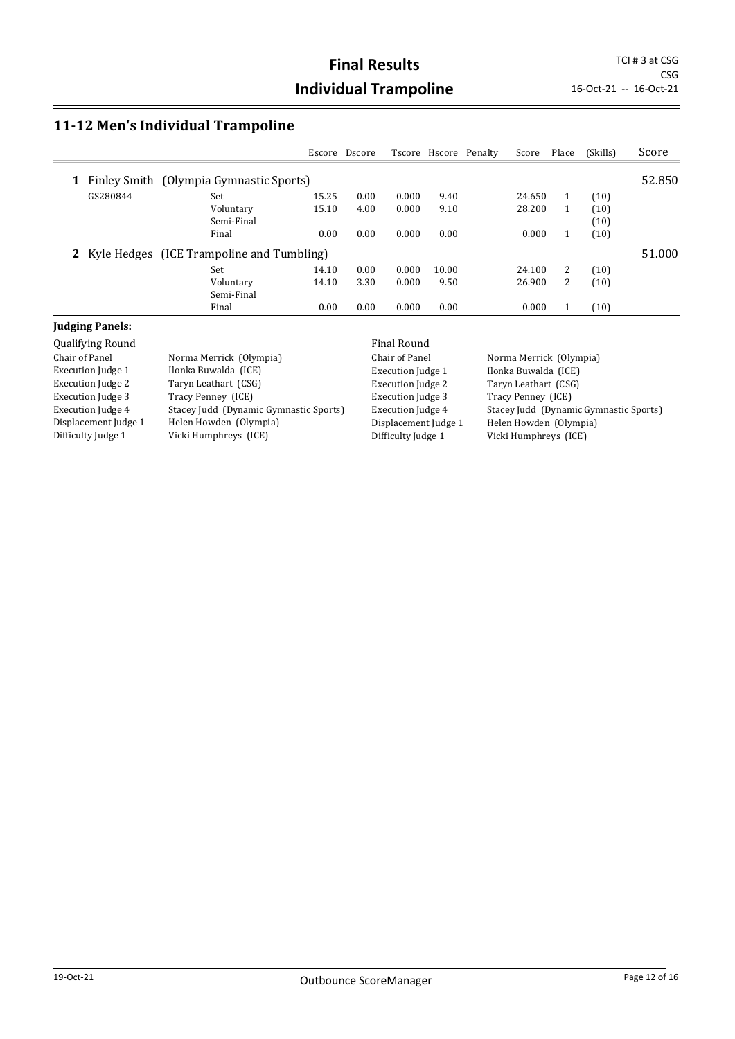# Final Results

# Individual Trampoline

TCI # 3 at CSG
CSG
16-Oct-21 -- 16-Oct-21

## 11-12 Men's Individual Trampoline

| | | | Escore | Dscore | Tscore | Hscore | Penalty | Score | Place | (Skills) | Score |
|---|---|---|---|---|---|---|---|---|---|---|---|
| **1** | Finley Smith (Olympia Gymnastic Sports) | | | | | | | | | | 52.850 |
| | GS280844 | Set | 15.25 | 0.00 | 0.000 | 9.40 | | 24.650 | 1 | (10) | |
| | | Voluntary | 15.10 | 4.00 | 0.000 | 9.10 | | 28.200 | 1 | (10) | |
| | | Semi-Final | | | | | | | | (10) | |
| | | Final | 0.00 | 0.00 | 0.000 | 0.00 | | 0.000 | 1 | (10) | |
| **2** | Kyle Hedges (ICE Trampoline and Tumbling) | | | | | | | | | | 51.000 |
| | | Set | 14.10 | 0.00 | 0.000 | 10.00 | | 24.100 | 2 | (10) | |
| | | Voluntary | 14.10 | 3.30 | 0.000 | 9.50 | | 26.900 | 2 | (10) | |
| | | Semi-Final | | | | | | | | | |
| | | Final | 0.00 | 0.00 | 0.000 | 0.00 | | 0.000 | 1 | (10) | |

**Judging Panels:**

| Qualifying Round | | Final Round | |
|---|---|---|---|
| Chair of Panel | Norma Merrick (Olympia) | Chair of Panel | Norma Merrick (Olympia) |
| Execution Judge 1 | Ilonka Buwalda (ICE) | Execution Judge 1 | Ilonka Buwalda (ICE) |
| Execution Judge 2 | Taryn Leathart (CSG) | Execution Judge 2 | Taryn Leathart (CSG) |
| Execution Judge 3 | Tracy Penney (ICE) | Execution Judge 3 | Tracy Penney (ICE) |
| Execution Judge 4 | Stacey Judd (Dynamic Gymnastic Sports) | Execution Judge 4 | Stacey Judd (Dynamic Gymnastic Sports) |
| Displacement Judge 1 | Helen Howden (Olympia) | Displacement Judge 1 | Helen Howden (Olympia) |
| Difficulty Judge 1 | Vicki Humphreys (ICE) | Difficulty Judge 1 | Vicki Humphreys (ICE) |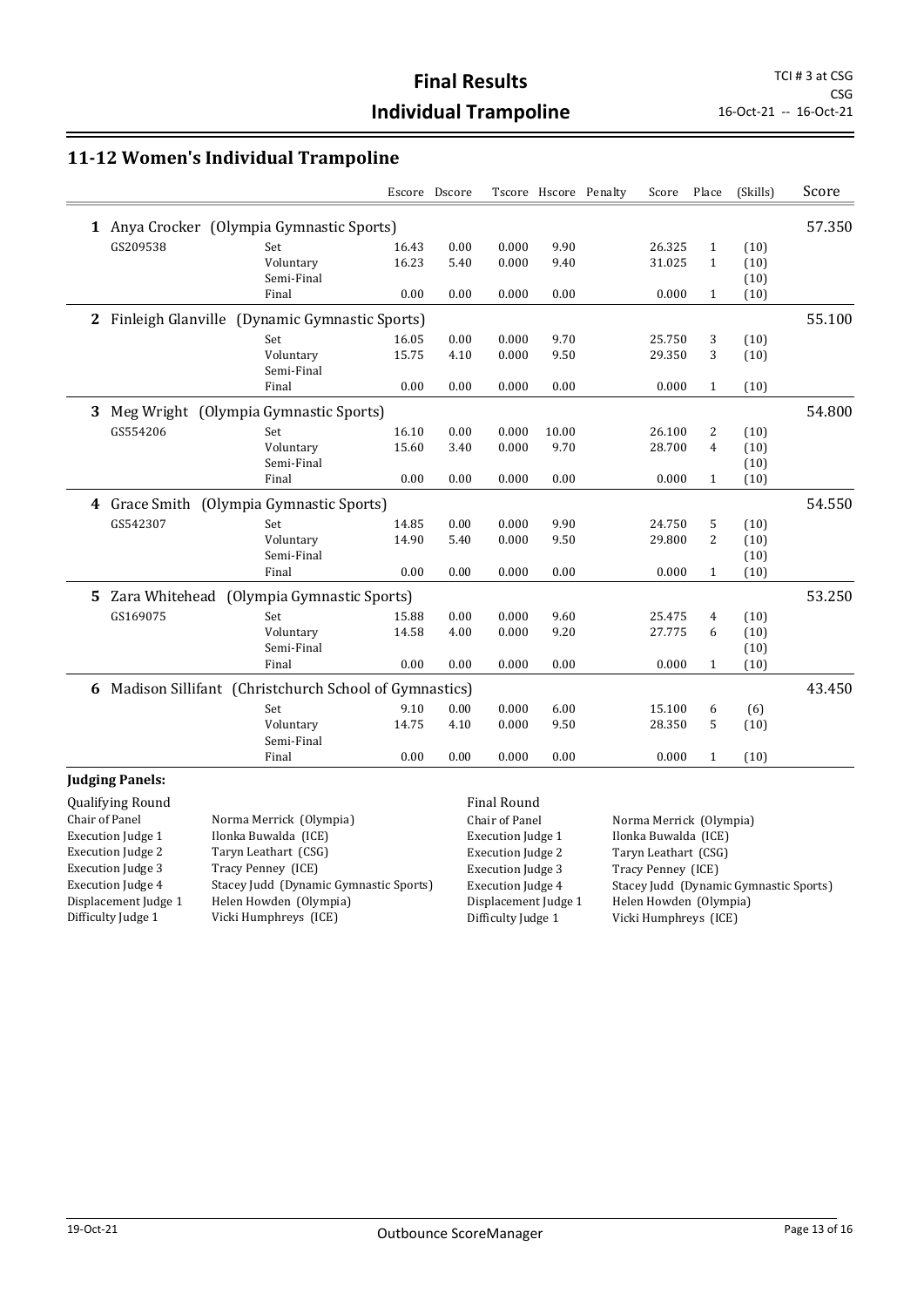# Final Results

## Individual Trampoline

TCI # 3 at CSG
CSG
16-Oct-21 -- 16-Oct-21

### 11-12 Women's Individual Trampoline

| | | | Escore | Dscore | Tscore | Hscore | Penalty | Score | Place | (Skills) | Score |
|---|---|---|---|---|---|---|---|---|---|---|---|
| **1** | Anya Crocker (Olympia Gymnastic Sports) | | | | | | | | | | 57.350 |
| | GS209538 | Set | 16.43 | 0.00 | 0.000 | 9.90 | | 26.325 | 1 | (10) | |
| | | Voluntary | 16.23 | 5.40 | 0.000 | 9.40 | | 31.025 | 1 | (10) | |
| | | Semi-Final | | | | | | | | (10) | |
| | | Final | 0.00 | 0.00 | 0.000 | 0.00 | | 0.000 | 1 | (10) | |
| **2** | Finleigh Glanville (Dynamic Gymnastic Sports) | | | | | | | | | | 55.100 |
| | | Set | 16.05 | 0.00 | 0.000 | 9.70 | | 25.750 | 3 | (10) | |
| | | Voluntary | 15.75 | 4.10 | 0.000 | 9.50 | | 29.350 | 3 | (10) | |
| | | Semi-Final | | | | | | | | | |
| | | Final | 0.00 | 0.00 | 0.000 | 0.00 | | 0.000 | 1 | (10) | |
| **3** | Meg Wright (Olympia Gymnastic Sports) | | | | | | | | | | 54.800 |
| | GS554206 | Set | 16.10 | 0.00 | 0.000 | 10.00 | | 26.100 | 2 | (10) | |
| | | Voluntary | 15.60 | 3.40 | 0.000 | 9.70 | | 28.700 | 4 | (10) | |
| | | Semi-Final | | | | | | | | (10) | |
| | | Final | 0.00 | 0.00 | 0.000 | 0.00 | | 0.000 | 1 | (10) | |
| **4** | Grace Smith (Olympia Gymnastic Sports) | | | | | | | | | | 54.550 |
| | GS542307 | Set | 14.85 | 0.00 | 0.000 | 9.90 | | 24.750 | 5 | (10) | |
| | | Voluntary | 14.90 | 5.40 | 0.000 | 9.50 | | 29.800 | 2 | (10) | |
| | | Semi-Final | | | | | | | | (10) | |
| | | Final | 0.00 | 0.00 | 0.000 | 0.00 | | 0.000 | 1 | (10) | |
| **5** | Zara Whitehead (Olympia Gymnastic Sports) | | | | | | | | | | 53.250 |
| | GS169075 | Set | 15.88 | 0.00 | 0.000 | 9.60 | | 25.475 | 4 | (10) | |
| | | Voluntary | 14.58 | 4.00 | 0.000 | 9.20 | | 27.775 | 6 | (10) | |
| | | Semi-Final | | | | | | | | (10) | |
| | | Final | 0.00 | 0.00 | 0.000 | 0.00 | | 0.000 | 1 | (10) | |
| **6** | Madison Sillifant (Christchurch School of Gymnastics) | | | | | | | | | | 43.450 |
| | | Set | 9.10 | 0.00 | 0.000 | 6.00 | | 15.100 | 6 | (6) | |
| | | Voluntary | 14.75 | 4.10 | 0.000 | 9.50 | | 28.350 | 5 | (10) | |
| | | Semi-Final | | | | | | | | | |
| | | Final | 0.00 | 0.00 | 0.000 | 0.00 | | 0.000 | 1 | (10) | |

**Judging Panels:**

| Qualifying Round | | Final Round | |
|---|---|---|---|
| Chair of Panel | Norma Merrick (Olympia) | Chair of Panel | Norma Merrick (Olympia) |
| Execution Judge 1 | Ilonka Buwalda (ICE) | Execution Judge 1 | Ilonka Buwalda (ICE) |
| Execution Judge 2 | Taryn Leathart (CSG) | Execution Judge 2 | Taryn Leathart (CSG) |
| Execution Judge 3 | Tracy Penney (ICE) | Execution Judge 3 | Tracy Penney (ICE) |
| Execution Judge 4 | Stacey Judd (Dynamic Gymnastic Sports) | Execution Judge 4 | Stacey Judd (Dynamic Gymnastic Sports) |
| Displacement Judge 1 | Helen Howden (Olympia) | Displacement Judge 1 | Helen Howden (Olympia) |
| Difficulty Judge 1 | Vicki Humphreys (ICE) | Difficulty Judge 1 | Vicki Humphreys (ICE) |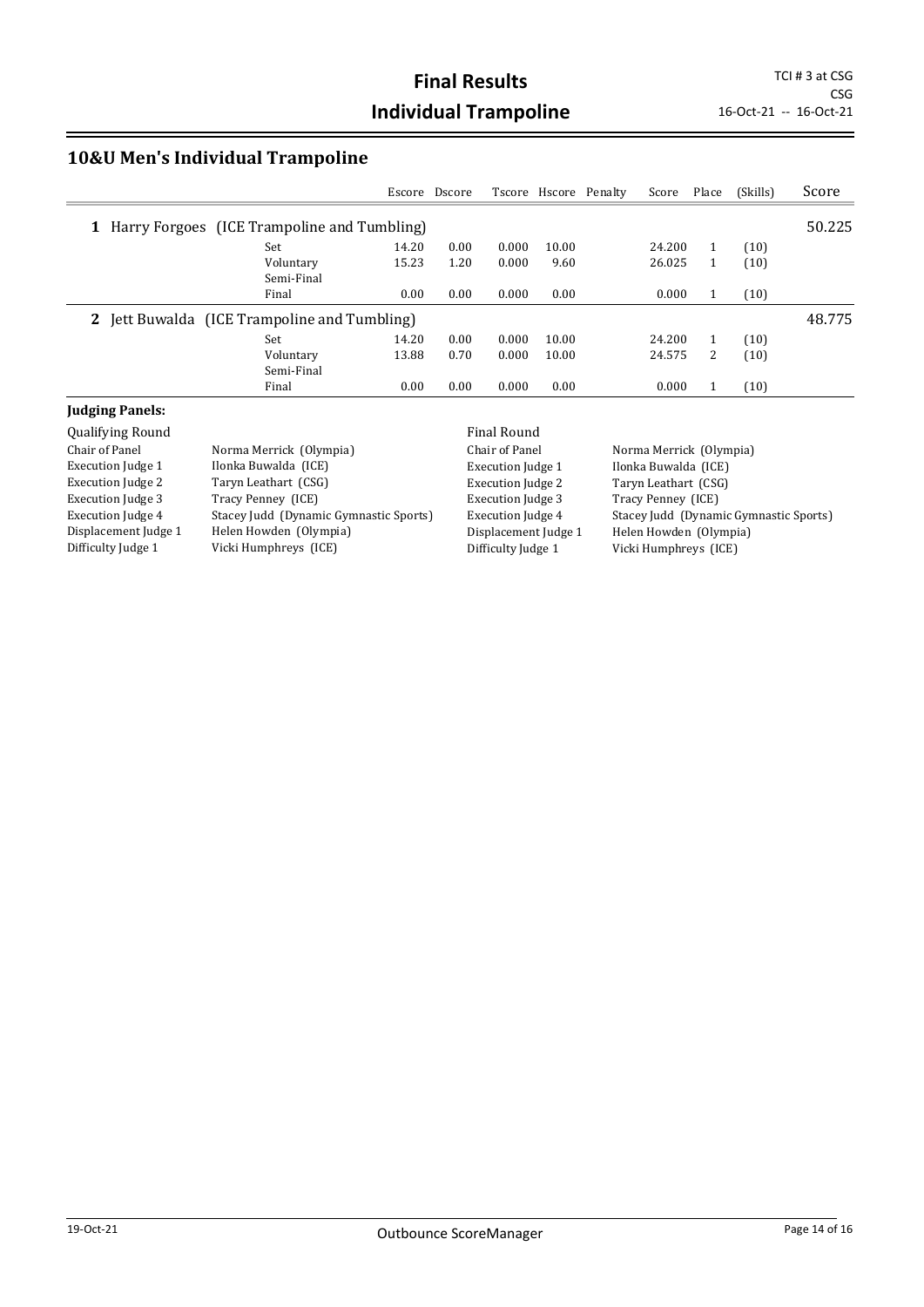# Final Results
# Individual Trampoline

TCI # 3 at CSG
CSG
16-Oct-21 -- 16-Oct-21

## 10&U Men's Individual Trampoline

| | | Escore | Dscore | Tscore | Hscore | Penalty | Score | Place | (Skills) | Score |
|---|---|---|---|---|---|---|---|---|---|---|
| **1** Harry Forgoes (ICE Trampoline and Tumbling) | | | | | | | | | | 50.225 |
| | Set | 14.20 | 0.00 | 0.000 | 10.00 | | 24.200 | 1 | (10) | |
| | Voluntary | 15.23 | 1.20 | 0.000 | 9.60 | | 26.025 | 1 | (10) | |
| | Semi-Final | | | | | | | | | |
| | Final | 0.00 | 0.00 | 0.000 | 0.00 | | 0.000 | 1 | (10) | |
| **2** Jett Buwalda (ICE Trampoline and Tumbling) | | | | | | | | | | 48.775 |
| | Set | 14.20 | 0.00 | 0.000 | 10.00 | | 24.200 | 1 | (10) | |
| | Voluntary | 13.88 | 0.70 | 0.000 | 10.00 | | 24.575 | 2 | (10) | |
| | Semi-Final | | | | | | | | | |
| | Final | 0.00 | 0.00 | 0.000 | 0.00 | | 0.000 | 1 | (10) | |

**Judging Panels:**

| Qualifying Round | | Final Round | |
|---|---|---|---|
| Chair of Panel | Norma Merrick (Olympia) | Chair of Panel | Norma Merrick (Olympia) |
| Execution Judge 1 | Ilonka Buwalda (ICE) | Execution Judge 1 | Ilonka Buwalda (ICE) |
| Execution Judge 2 | Taryn Leathart (CSG) | Execution Judge 2 | Taryn Leathart (CSG) |
| Execution Judge 3 | Tracy Penney (ICE) | Execution Judge 3 | Tracy Penney (ICE) |
| Execution Judge 4 | Stacey Judd (Dynamic Gymnastic Sports) | Execution Judge 4 | Stacey Judd (Dynamic Gymnastic Sports) |
| Displacement Judge 1 | Helen Howden (Olympia) | Displacement Judge 1 | Helen Howden (Olympia) |
| Difficulty Judge 1 | Vicki Humphreys (ICE) | Difficulty Judge 1 | Vicki Humphreys (ICE) |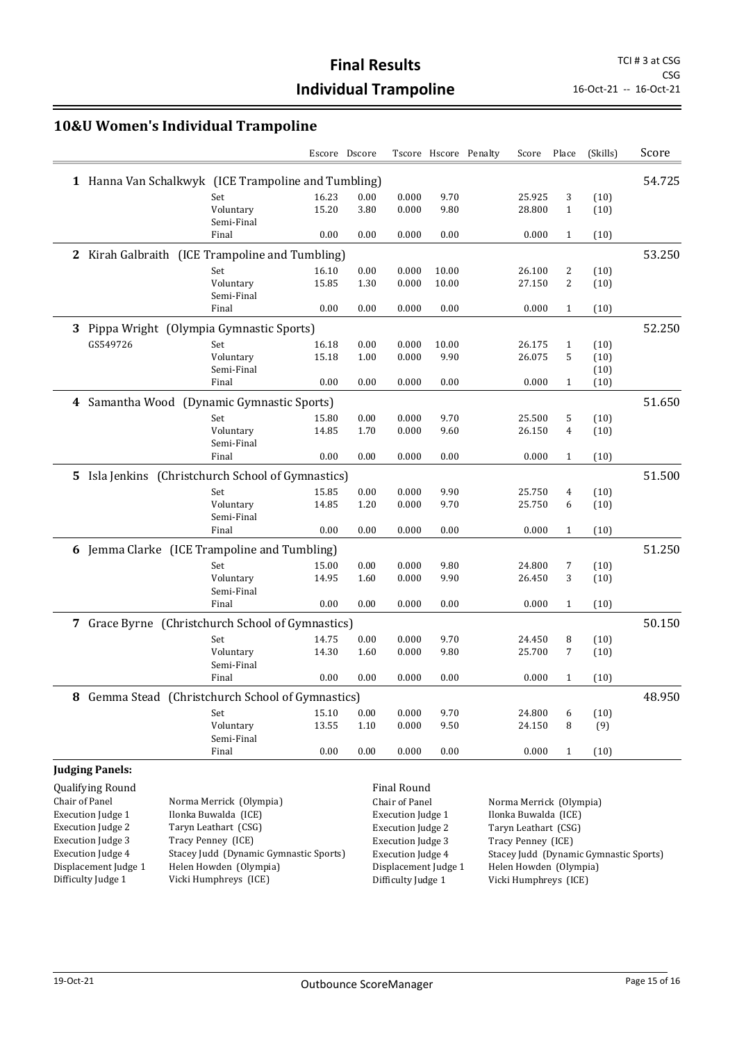# Final Results

# Individual Trampoline

TCI # 3 at CSG
CSG
16-Oct-21 -- 16-Oct-21

## 10&U Women's Individual Trampoline

| | | Escore | Dscore | Tscore | Hscore | Penalty | Score | Place | (Skills) | Score |
|---|---|---|---|---|---|---|---|---|---|---|
| **1** Hanna Van Schalkwyk (ICE Trampoline and Tumbling) | | | | | | | | | | 54.725 |
| | Set | 16.23 | 0.00 | 0.000 | 9.70 | | 25.925 | 3 | (10) | |
| | Voluntary | 15.20 | 3.80 | 0.000 | 9.80 | | 28.800 | 1 | (10) | |
| | Semi-Final | | | | | | | | | |
| | Final | 0.00 | 0.00 | 0.000 | 0.00 | | 0.000 | 1 | (10) | |
| **2** Kirah Galbraith (ICE Trampoline and Tumbling) | | | | | | | | | | 53.250 |
| | Set | 16.10 | 0.00 | 0.000 | 10.00 | | 26.100 | 2 | (10) | |
| | Voluntary | 15.85 | 1.30 | 0.000 | 10.00 | | 27.150 | 2 | (10) | |
| | Semi-Final | | | | | | | | | |
| | Final | 0.00 | 0.00 | 0.000 | 0.00 | | 0.000 | 1 | (10) | |
| **3** Pippa Wright (Olympia Gymnastic Sports) | | | | | | | | | | 52.250 |
| GS549726 | Set | 16.18 | 0.00 | 0.000 | 10.00 | | 26.175 | 1 | (10) | |
| | Voluntary | 15.18 | 1.00 | 0.000 | 9.90 | | 26.075 | 5 | (10) | |
| | Semi-Final | | | | | | | | (10) | |
| | Final | 0.00 | 0.00 | 0.000 | 0.00 | | 0.000 | 1 | (10) | |
| **4** Samantha Wood (Dynamic Gymnastic Sports) | | | | | | | | | | 51.650 |
| | Set | 15.80 | 0.00 | 0.000 | 9.70 | | 25.500 | 5 | (10) | |
| | Voluntary | 14.85 | 1.70 | 0.000 | 9.60 | | 26.150 | 4 | (10) | |
| | Semi-Final | | | | | | | | | |
| | Final | 0.00 | 0.00 | 0.000 | 0.00 | | 0.000 | 1 | (10) | |
| **5** Isla Jenkins (Christchurch School of Gymnastics) | | | | | | | | | | 51.500 |
| | Set | 15.85 | 0.00 | 0.000 | 9.90 | | 25.750 | 4 | (10) | |
| | Voluntary | 14.85 | 1.20 | 0.000 | 9.70 | | 25.750 | 6 | (10) | |
| | Semi-Final | | | | | | | | | |
| | Final | 0.00 | 0.00 | 0.000 | 0.00 | | 0.000 | 1 | (10) | |
| **6** Jemma Clarke (ICE Trampoline and Tumbling) | | | | | | | | | | 51.250 |
| | Set | 15.00 | 0.00 | 0.000 | 9.80 | | 24.800 | 7 | (10) | |
| | Voluntary | 14.95 | 1.60 | 0.000 | 9.90 | | 26.450 | 3 | (10) | |
| | Semi-Final | | | | | | | | | |
| | Final | 0.00 | 0.00 | 0.000 | 0.00 | | 0.000 | 1 | (10) | |
| **7** Grace Byrne (Christchurch School of Gymnastics) | | | | | | | | | | 50.150 |
| | Set | 14.75 | 0.00 | 0.000 | 9.70 | | 24.450 | 8 | (10) | |
| | Voluntary | 14.30 | 1.60 | 0.000 | 9.80 | | 25.700 | 7 | (10) | |
| | Semi-Final | | | | | | | | | |
| | Final | 0.00 | 0.00 | 0.000 | 0.00 | | 0.000 | 1 | (10) | |
| **8** Gemma Stead (Christchurch School of Gymnastics) | | | | | | | | | | 48.950 |
| | Set | 15.10 | 0.00 | 0.000 | 9.70 | | 24.800 | 6 | (10) | |
| | Voluntary | 13.55 | 1.10 | 0.000 | 9.50 | | 24.150 | 8 | (9) | |
| | Semi-Final | | | | | | | | | |
| | Final | 0.00 | 0.00 | 0.000 | 0.00 | | 0.000 | 1 | (10) | |

**Judging Panels:**

| Qualifying Round | | Final Round | |
|---|---|---|---|
| Chair of Panel | Norma Merrick (Olympia) | Chair of Panel | Norma Merrick (Olympia) |
| Execution Judge 1 | Ilonka Buwalda (ICE) | Execution Judge 1 | Ilonka Buwalda (ICE) |
| Execution Judge 2 | Taryn Leathart (CSG) | Execution Judge 2 | Taryn Leathart (CSG) |
| Execution Judge 3 | Tracy Penney (ICE) | Execution Judge 3 | Tracy Penney (ICE) |
| Execution Judge 4 | Stacey Judd (Dynamic Gymnastic Sports) | Execution Judge 4 | Stacey Judd (Dynamic Gymnastic Sports) |
| Displacement Judge 1 | Helen Howden (Olympia) | Displacement Judge 1 | Helen Howden (Olympia) |
| Difficulty Judge 1 | Vicki Humphreys (ICE) | Difficulty Judge 1 | Vicki Humphreys (ICE) |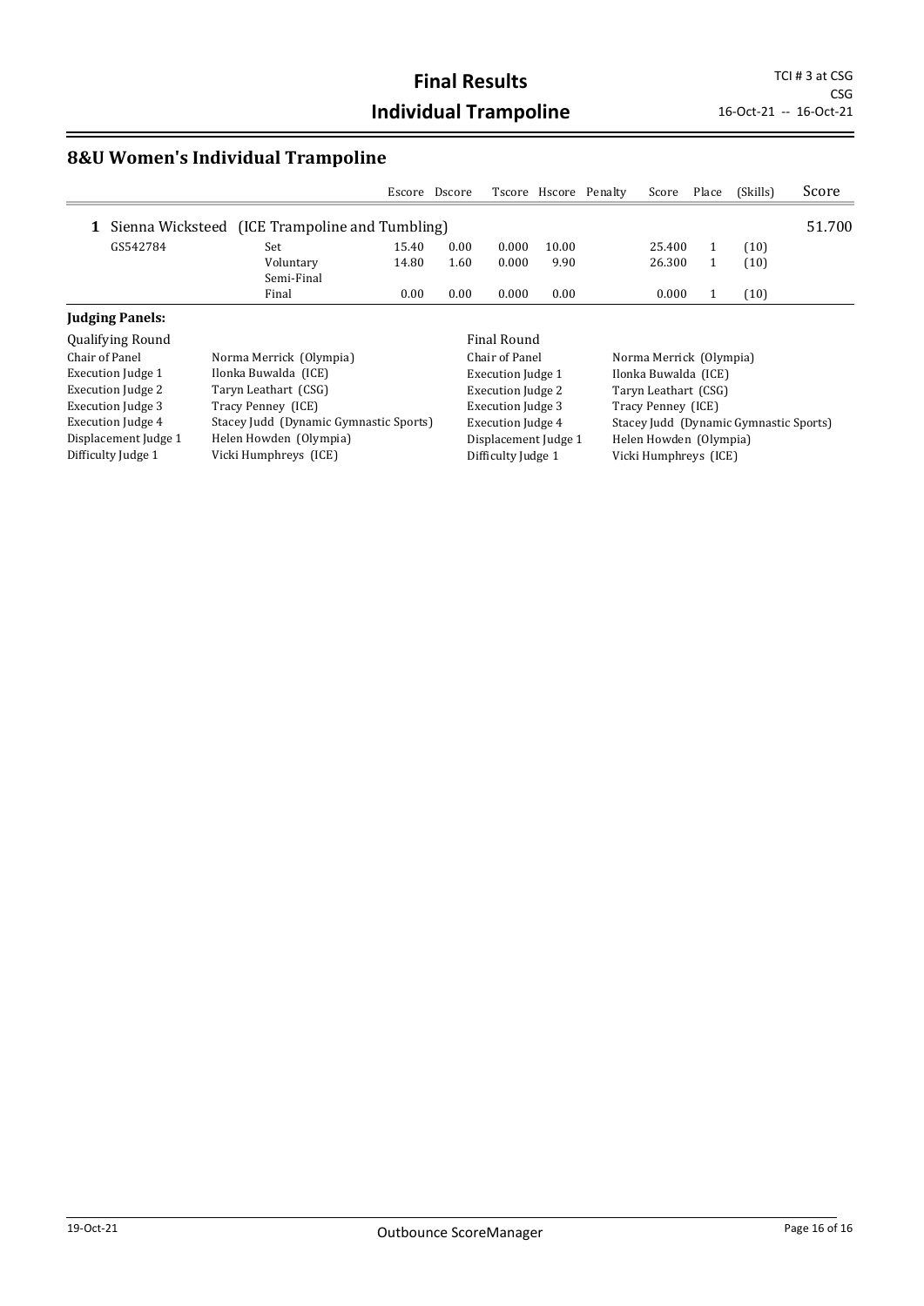# Final Results

# Individual Trampoline

TCI # 3 at CSG
CSG
16-Oct-21 -- 16-Oct-21

## 8&U Women's Individual Trampoline

| | | | Escore | Dscore | Tscore | Hscore | Penalty | Score | Place | (Skills) | Score |
|---|---|---|---|---|---|---|---|---|---|---|---|
| **1** | Sienna Wicksteed (ICE Trampoline and Tumbling) | | | | | | | | | | 51.700 |
| | GS542784 | Set | 15.40 | 0.00 | 0.000 | 10.00 | | 25.400 | 1 | (10) | |
| | | Voluntary | 14.80 | 1.60 | 0.000 | 9.90 | | 26.300 | 1 | (10) | |
| | | Semi-Final | | | | | | | | | |
| | | Final | 0.00 | 0.00 | 0.000 | 0.00 | | 0.000 | 1 | (10) | |

### Judging Panels:

**Qualifying Round**

| | |
|---|---|
| Chair of Panel | Norma Merrick (Olympia) |
| Execution Judge 1 | Ilonka Buwalda (ICE) |
| Execution Judge 2 | Taryn Leathart (CSG) |
| Execution Judge 3 | Tracy Penney (ICE) |
| Execution Judge 4 | Stacey Judd (Dynamic Gymnastic Sports) |
| Displacement Judge 1 | Helen Howden (Olympia) |
| Difficulty Judge 1 | Vicki Humphreys (ICE) |

**Final Round**

| | |
|---|---|
| Chair of Panel | Norma Merrick (Olympia) |
| Execution Judge 1 | Ilonka Buwalda (ICE) |
| Execution Judge 2 | Taryn Leathart (CSG) |
| Execution Judge 3 | Tracy Penney (ICE) |
| Execution Judge 4 | Stacey Judd (Dynamic Gymnastic Sports) |
| Displacement Judge 1 | Helen Howden (Olympia) |
| Difficulty Judge 1 | Vicki Humphreys (ICE) |